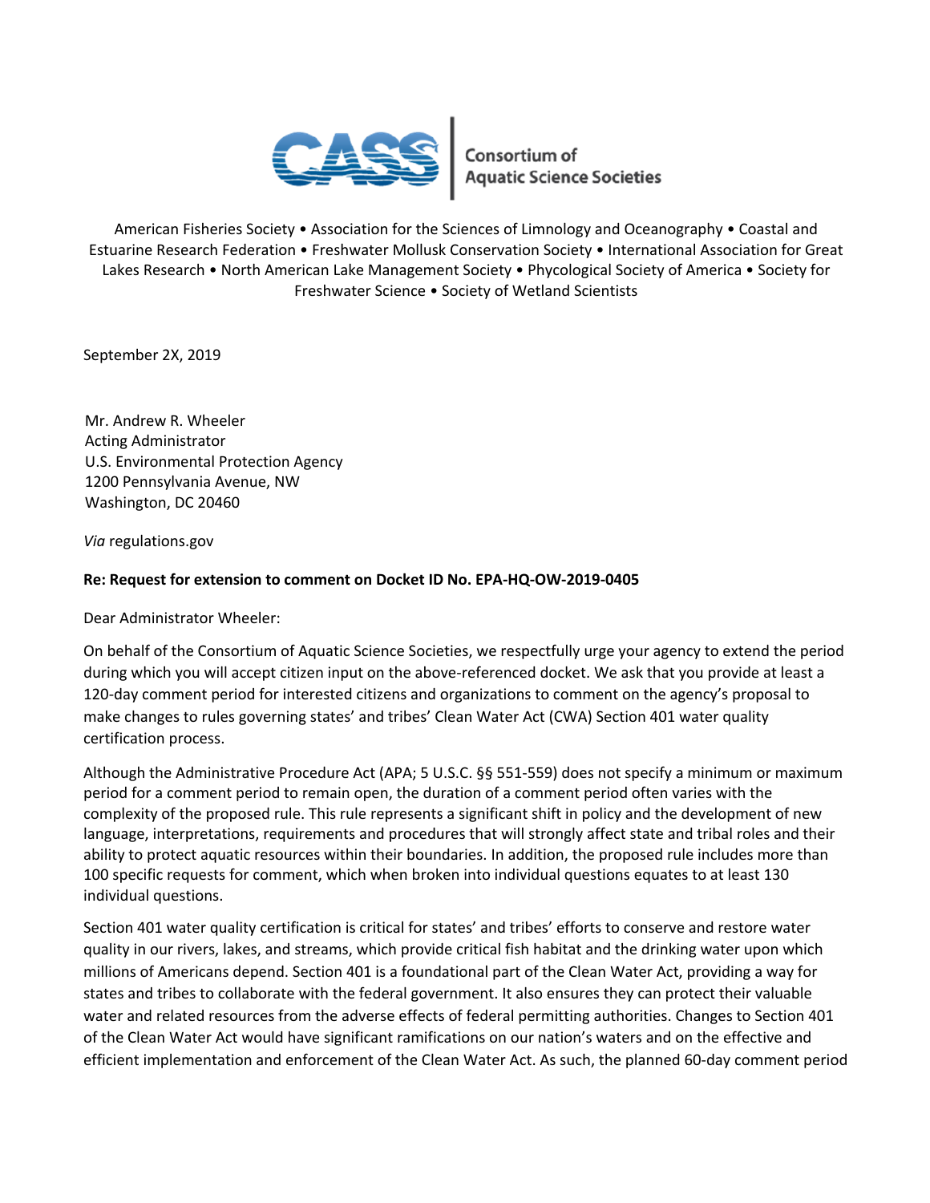**CASS** | Consortium of Aquatic Science Societies

American Fisheries Society • Association for the Sciences of Limnology and Oceanography • Coastal and Estuarine Research Federation • Freshwater Mollusk Conservation Society • International Association for Great Lakes Research • North American Lake Management Society • Phycological Society of America • Society for Freshwater Science • Society of Wetland Scientists

September 2X, 2019

Mr. Andrew R. Wheeler
Acting Administrator
U.S. Environmental Protection Agency
1200 Pennsylvania Avenue, NW
Washington, DC 20460

*Via* regulations.gov

**Re: Request for extension to comment on Docket ID No. EPA-HQ-OW-2019-0405**

Dear Administrator Wheeler:

On behalf of the Consortium of Aquatic Science Societies, we respectfully urge your agency to extend the period during which you will accept citizen input on the above-referenced docket. We ask that you provide at least a 120-day comment period for interested citizens and organizations to comment on the agency's proposal to make changes to rules governing states' and tribes' Clean Water Act (CWA) Section 401 water quality certification process.

Although the Administrative Procedure Act (APA; 5 U.S.C. §§ 551-559) does not specify a minimum or maximum period for a comment period to remain open, the duration of a comment period often varies with the complexity of the proposed rule. This rule represents a significant shift in policy and the development of new language, interpretations, requirements and procedures that will strongly affect state and tribal roles and their ability to protect aquatic resources within their boundaries. In addition, the proposed rule includes more than 100 specific requests for comment, which when broken into individual questions equates to at least 130 individual questions.

Section 401 water quality certification is critical for states' and tribes' efforts to conserve and restore water quality in our rivers, lakes, and streams, which provide critical fish habitat and the drinking water upon which millions of Americans depend. Section 401 is a foundational part of the Clean Water Act, providing a way for states and tribes to collaborate with the federal government. It also ensures they can protect their valuable water and related resources from the adverse effects of federal permitting authorities. Changes to Section 401 of the Clean Water Act would have significant ramifications on our nation's waters and on the effective and efficient implementation and enforcement of the Clean Water Act. As such, the planned 60-day comment period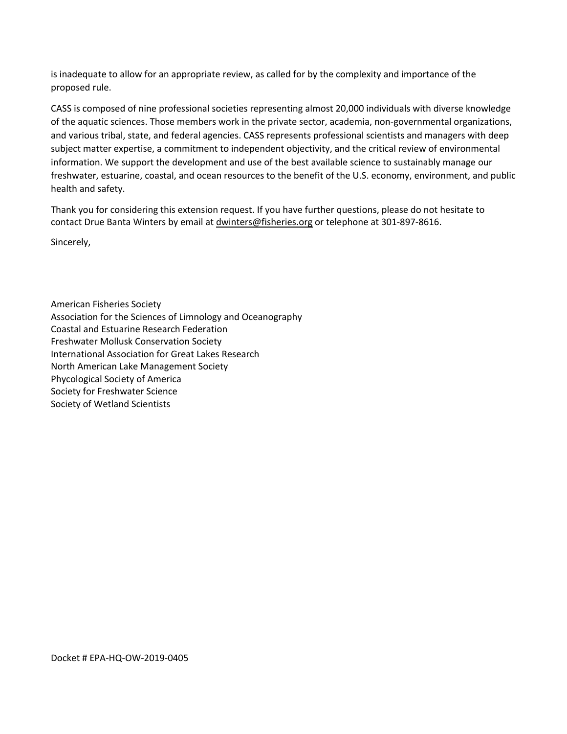is inadequate to allow for an appropriate review, as called for by the complexity and importance of the proposed rule.

CASS is composed of nine professional societies representing almost 20,000 individuals with diverse knowledge of the aquatic sciences. Those members work in the private sector, academia, non-governmental organizations, and various tribal, state, and federal agencies. CASS represents professional scientists and managers with deep subject matter expertise, a commitment to independent objectivity, and the critical review of environmental information. We support the development and use of the best available science to sustainably manage our freshwater, estuarine, coastal, and ocean resources to the benefit of the U.S. economy, environment, and public health and safety.

Thank you for considering this extension request. If you have further questions, please do not hesitate to contact Drue Banta Winters by email at dwinters@fisheries.org or telephone at 301-897-8616.

Sincerely,

American Fisheries Society
Association for the Sciences of Limnology and Oceanography
Coastal and Estuarine Research Federation
Freshwater Mollusk Conservation Society
International Association for Great Lakes Research
North American Lake Management Society
Phycological Society of America
Society for Freshwater Science
Society of Wetland Scientists

Docket # EPA-HQ-OW-2019-0405